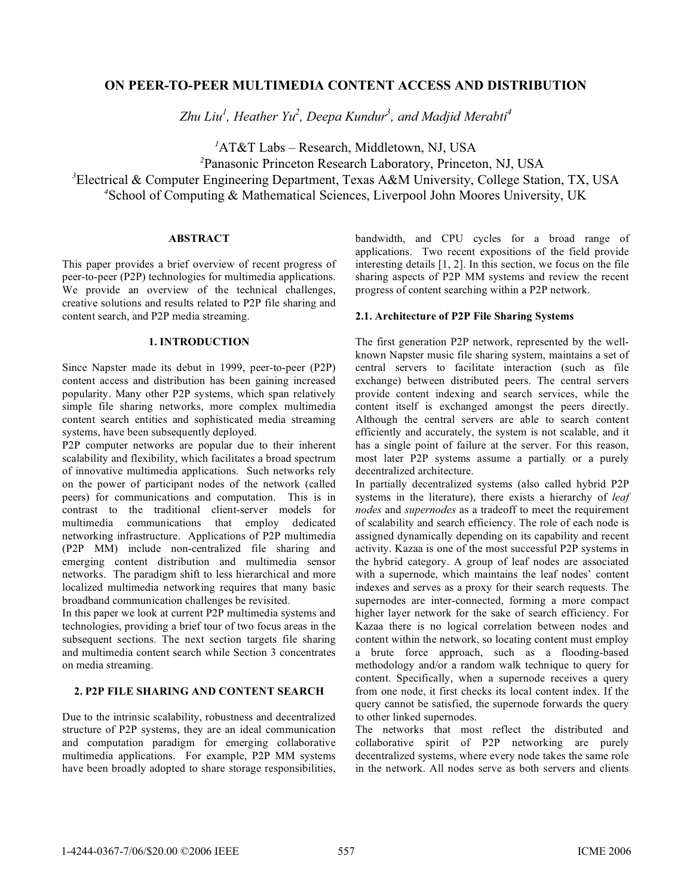# ON PEER-TO-PEER MULTIMEDIA CONTENT ACCESS AND DISTRIBUTION

*Zhu Liu[1], Heather Yu[2], Deepa Kundur[3], and Madjid Merabti[4]*

[1]AT&T Labs – Research, Middletown, NJ, USA
[2]Panasonic Princeton Research Laboratory, Princeton, NJ, USA
[3]Electrical & Computer Engineering Department, Texas A&M University, College Station, TX, USA
[4]School of Computing & Mathematical Sciences, Liverpool John Moores University, UK

## ABSTRACT

This paper provides a brief overview of recent progress of peer-to-peer (P2P) technologies for multimedia applications. We provide an overview of the technical challenges, creative solutions and results related to P2P file sharing and content search, and P2P media streaming.

## 1. INTRODUCTION

Since Napster made its debut in 1999, peer-to-peer (P2P) content access and distribution has been gaining increased popularity. Many other P2P systems, which span relatively simple file sharing networks, more complex multimedia content search entities and sophisticated media streaming systems, have been subsequently deployed.

P2P computer networks are popular due to their inherent scalability and flexibility, which facilitates a broad spectrum of innovative multimedia applications. Such networks rely on the power of participant nodes of the network (called peers) for communications and computation. This is in contrast to the traditional client-server models for multimedia communications that employ dedicated networking infrastructure. Applications of P2P multimedia (P2P MM) include non-centralized file sharing and emerging content distribution and multimedia sensor networks. The paradigm shift to less hierarchical and more localized multimedia networking requires that many basic broadband communication challenges be revisited.

In this paper we look at current P2P multimedia systems and technologies, providing a brief tour of two focus areas in the subsequent sections. The next section targets file sharing and multimedia content search while Section 3 concentrates on media streaming.

## 2. P2P FILE SHARING AND CONTENT SEARCH

Due to the intrinsic scalability, robustness and decentralized structure of P2P systems, they are an ideal communication and computation paradigm for emerging collaborative multimedia applications. For example, P2P MM systems have been broadly adopted to share storage responsibilities, bandwidth, and CPU cycles for a broad range of applications. Two recent expositions of the field provide interesting details [1, 2]. In this section, we focus on the file sharing aspects of P2P MM systems and review the recent progress of content searching within a P2P network.

### 2.1. Architecture of P2P File Sharing Systems

The first generation P2P network, represented by the well-known Napster music file sharing system, maintains a set of central servers to facilitate interaction (such as file exchange) between distributed peers. The central servers provide content indexing and search services, while the content itself is exchanged amongst the peers directly. Although the central servers are able to search content efficiently and accurately, the system is not scalable, and it has a single point of failure at the server. For this reason, most later P2P systems assume a partially or a purely decentralized architecture.

In partially decentralized systems (also called hybrid P2P systems in the literature), there exists a hierarchy of *leaf nodes* and *supernodes* as a tradeoff to meet the requirement of scalability and search efficiency. The role of each node is assigned dynamically depending on its capability and recent activity. Kazaa is one of the most successful P2P systems in the hybrid category. A group of leaf nodes are associated with a supernode, which maintains the leaf nodes' content indexes and serves as a proxy for their search requests. The supernodes are inter-connected, forming a more compact higher layer network for the sake of search efficiency. For Kazaa there is no logical correlation between nodes and content within the network, so locating content must employ a brute force approach, such as a flooding-based methodology and/or a random walk technique to query for content. Specifically, when a supernode receives a query from one node, it first checks its local content index. If the query cannot be satisfied, the supernode forwards the query to other linked supernodes.

The networks that most reflect the distributed and collaborative spirit of P2P networking are purely decentralized systems, where every node takes the same role in the network. All nodes serve as both servers and clients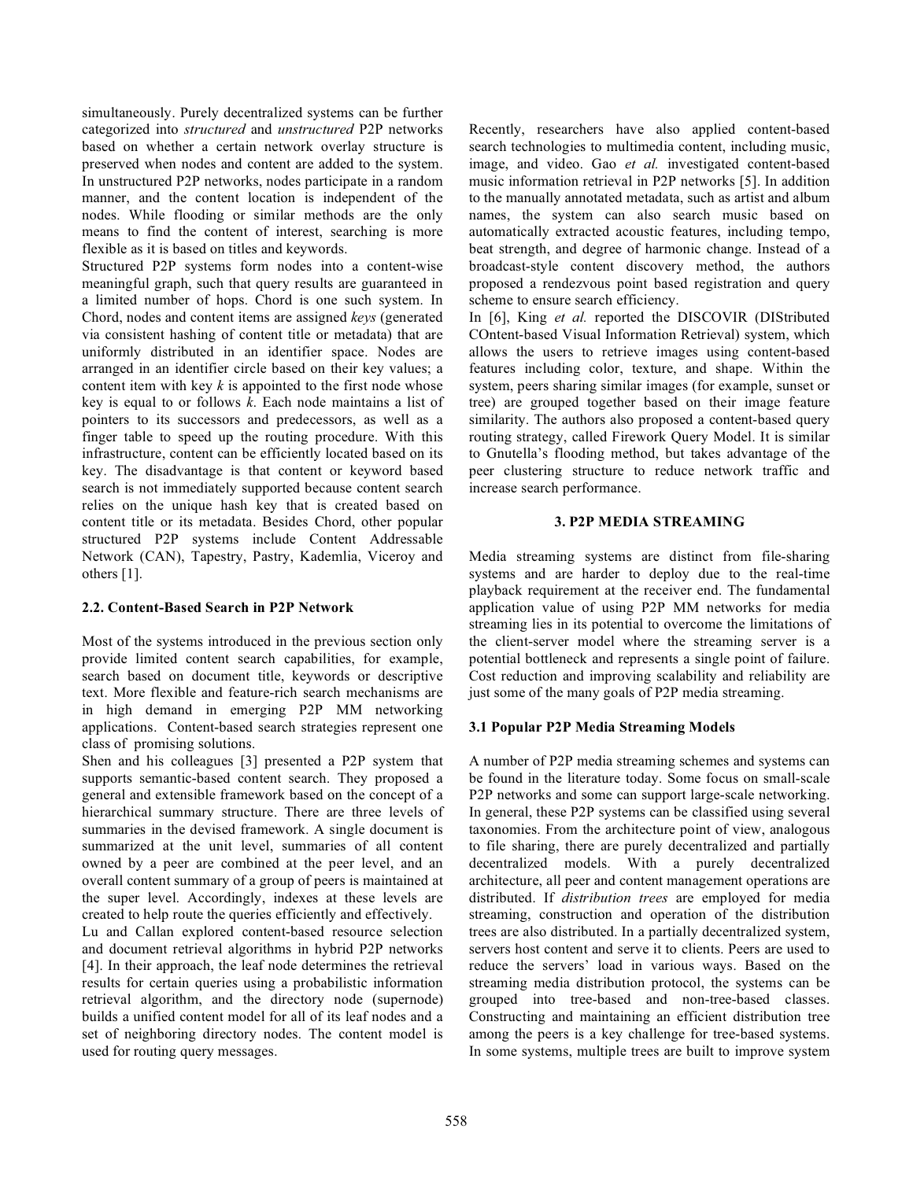simultaneously. Purely decentralized systems can be further categorized into *structured* and *unstructured* P2P networks based on whether a certain network overlay structure is preserved when nodes and content are added to the system. In unstructured P2P networks, nodes participate in a random manner, and the content location is independent of the nodes. While flooding or similar methods are the only means to find the content of interest, searching is more flexible as it is based on titles and keywords.

Structured P2P systems form nodes into a content-wise meaningful graph, such that query results are guaranteed in a limited number of hops. Chord is one such system. In Chord, nodes and content items are assigned *keys* (generated via consistent hashing of content title or metadata) that are uniformly distributed in an identifier space. Nodes are arranged in an identifier circle based on their key values; a content item with key $k$ is appointed to the first node whose key is equal to or follows $k$. Each node maintains a list of pointers to its successors and predecessors, as well as a finger table to speed up the routing procedure. With this infrastructure, content can be efficiently located based on its key. The disadvantage is that content or keyword based search is not immediately supported because content search relies on the unique hash key that is created based on content title or its metadata. Besides Chord, other popular structured P2P systems include Content Addressable Network (CAN), Tapestry, Pastry, Kademlia, Viceroy and others [1].

### 2.2. Content-Based Search in P2P Network

Most of the systems introduced in the previous section only provide limited content search capabilities, for example, search based on document title, keywords or descriptive text. More flexible and feature-rich search mechanisms are in high demand in emerging P2P MM networking applications. Content-based search strategies represent one class of promising solutions.

Shen and his colleagues [3] presented a P2P system that supports semantic-based content search. They proposed a general and extensible framework based on the concept of a hierarchical summary structure. There are three levels of summaries in the devised framework. A single document is summarized at the unit level, summaries of all content owned by a peer are combined at the peer level, and an overall content summary of a group of peers is maintained at the super level. Accordingly, indexes at these levels are created to help route the queries efficiently and effectively.

Lu and Callan explored content-based resource selection and document retrieval algorithms in hybrid P2P networks [4]. In their approach, the leaf node determines the retrieval results for certain queries using a probabilistic information retrieval algorithm, and the directory node (supernode) builds a unified content model for all of its leaf nodes and a set of neighboring directory nodes. The content model is used for routing query messages.

Recently, researchers have also applied content-based search technologies to multimedia content, including music, image, and video. Gao *et al.* investigated content-based music information retrieval in P2P networks [5]. In addition to the manually annotated metadata, such as artist and album names, the system can also search music based on automatically extracted acoustic features, including tempo, beat strength, and degree of harmonic change. Instead of a broadcast-style content discovery method, the authors proposed a rendezvous point based registration and query scheme to ensure search efficiency.

In [6], King *et al.* reported the DISCOVIR (DIStributed COntent-based Visual Information Retrieval) system, which allows the users to retrieve images using content-based features including color, texture, and shape. Within the system, peers sharing similar images (for example, sunset or tree) are grouped together based on their image feature similarity. The authors also proposed a content-based query routing strategy, called Firework Query Model. It is similar to Gnutella's flooding method, but takes advantage of the peer clustering structure to reduce network traffic and increase search performance.

## 3. P2P MEDIA STREAMING

Media streaming systems are distinct from file-sharing systems and are harder to deploy due to the real-time playback requirement at the receiver end. The fundamental application value of using P2P MM networks for media streaming lies in its potential to overcome the limitations of the client-server model where the streaming server is a potential bottleneck and represents a single point of failure. Cost reduction and improving scalability and reliability are just some of the many goals of P2P media streaming.

### 3.1 Popular P2P Media Streaming Models

A number of P2P media streaming schemes and systems can be found in the literature today. Some focus on small-scale P2P networks and some can support large-scale networking. In general, these P2P systems can be classified using several taxonomies. From the architecture point of view, analogous to file sharing, there are purely decentralized and partially decentralized models. With a purely decentralized architecture, all peer and content management operations are distributed. If *distribution trees* are employed for media streaming, construction and operation of the distribution trees are also distributed. In a partially decentralized system, servers host content and serve it to clients. Peers are used to reduce the servers' load in various ways. Based on the streaming media distribution protocol, the systems can be grouped into tree-based and non-tree-based classes. Constructing and maintaining an efficient distribution tree among the peers is a key challenge for tree-based systems. In some systems, multiple trees are built to improve system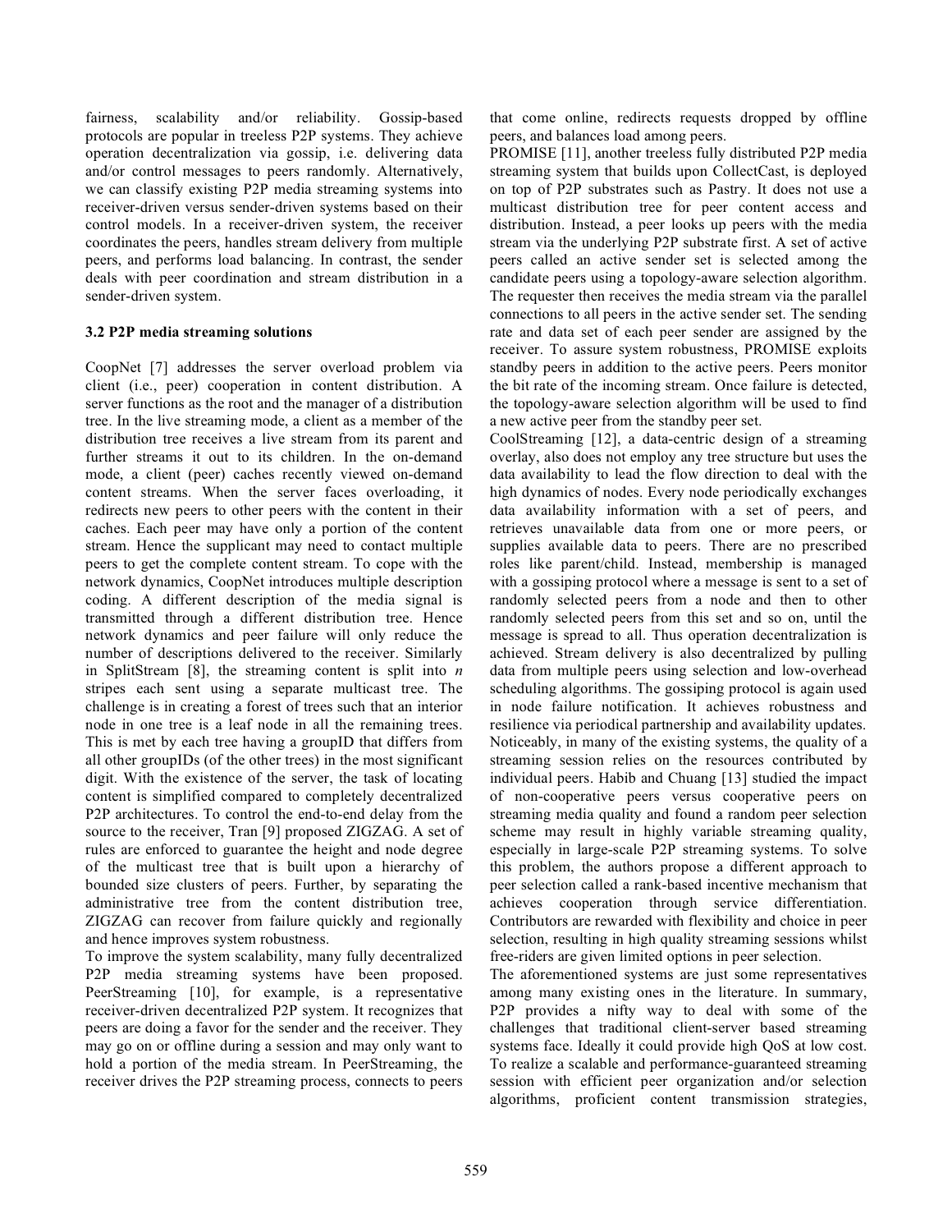fairness, scalability and/or reliability. Gossip-based protocols are popular in treeless P2P systems. They achieve operation decentralization via gossip, i.e. delivering data and/or control messages to peers randomly. Alternatively, we can classify existing P2P media streaming systems into receiver-driven versus sender-driven systems based on their control models. In a receiver-driven system, the receiver coordinates the peers, handles stream delivery from multiple peers, and performs load balancing. In contrast, the sender deals with peer coordination and stream distribution in a sender-driven system.

### 3.2 P2P media streaming solutions

CoopNet [7] addresses the server overload problem via client (i.e., peer) cooperation in content distribution. A server functions as the root and the manager of a distribution tree. In the live streaming mode, a client as a member of the distribution tree receives a live stream from its parent and further streams it out to its children. In the on-demand mode, a client (peer) caches recently viewed on-demand content streams. When the server faces overloading, it redirects new peers to other peers with the content in their caches. Each peer may have only a portion of the content stream. Hence the supplicant may need to contact multiple peers to get the complete content stream. To cope with the network dynamics, CoopNet introduces multiple description coding. A different description of the media signal is transmitted through a different distribution tree. Hence network dynamics and peer failure will only reduce the number of descriptions delivered to the receiver. Similarly in SplitStream [8], the streaming content is split into $n$ stripes each sent using a separate multicast tree. The challenge is in creating a forest of trees such that an interior node in one tree is a leaf node in all the remaining trees. This is met by each tree having a groupID that differs from all other groupIDs (of the other trees) in the most significant digit. With the existence of the server, the task of locating content is simplified compared to completely decentralized P2P architectures. To control the end-to-end delay from the source to the receiver, Tran [9] proposed ZIGZAG. A set of rules are enforced to guarantee the height and node degree of the multicast tree that is built upon a hierarchy of bounded size clusters of peers. Further, by separating the administrative tree from the content distribution tree, ZIGZAG can recover from failure quickly and regionally and hence improves system robustness.

To improve the system scalability, many fully decentralized P2P media streaming systems have been proposed. PeerStreaming [10], for example, is a representative receiver-driven decentralized P2P system. It recognizes that peers are doing a favor for the sender and the receiver. They may go on or offline during a session and may only want to hold a portion of the media stream. In PeerStreaming, the receiver drives the P2P streaming process, connects to peers that come online, redirects requests dropped by offline peers, and balances load among peers.

PROMISE [11], another treeless fully distributed P2P media streaming system that builds upon CollectCast, is deployed on top of P2P substrates such as Pastry. It does not use a multicast distribution tree for peer content access and distribution. Instead, a peer looks up peers with the media stream via the underlying P2P substrate first. A set of active peers called an active sender set is selected among the candidate peers using a topology-aware selection algorithm. The requester then receives the media stream via the parallel connections to all peers in the active sender set. The sending rate and data set of each peer sender are assigned by the receiver. To assure system robustness, PROMISE exploits standby peers in addition to the active peers. Peers monitor the bit rate of the incoming stream. Once failure is detected, the topology-aware selection algorithm will be used to find a new active peer from the standby peer set.

CoolStreaming [12], a data-centric design of a streaming overlay, also does not employ any tree structure but uses the data availability to lead the flow direction to deal with the high dynamics of nodes. Every node periodically exchanges data availability information with a set of peers, and retrieves unavailable data from one or more peers, or supplies available data to peers. There are no prescribed roles like parent/child. Instead, membership is managed with a gossiping protocol where a message is sent to a set of randomly selected peers from a node and then to other randomly selected peers from this set and so on, until the message is spread to all. Thus operation decentralization is achieved. Stream delivery is also decentralized by pulling data from multiple peers using selection and low-overhead scheduling algorithms. The gossiping protocol is again used in node failure notification. It achieves robustness and resilience via periodical partnership and availability updates. Noticeably, in many of the existing systems, the quality of a streaming session relies on the resources contributed by individual peers. Habib and Chuang [13] studied the impact of non-cooperative peers versus cooperative peers on streaming media quality and found a random peer selection scheme may result in highly variable streaming quality, especially in large-scale P2P streaming systems. To solve this problem, the authors propose a different approach to peer selection called a rank-based incentive mechanism that achieves cooperation through service differentiation. Contributors are rewarded with flexibility and choice in peer selection, resulting in high quality streaming sessions whilst free-riders are given limited options in peer selection.

The aforementioned systems are just some representatives among many existing ones in the literature. In summary, P2P provides a nifty way to deal with some of the challenges that traditional client-server based streaming systems face. Ideally it could provide high QoS at low cost. To realize a scalable and performance-guaranteed streaming session with efficient peer organization and/or selection algorithms, proficient content transmission strategies,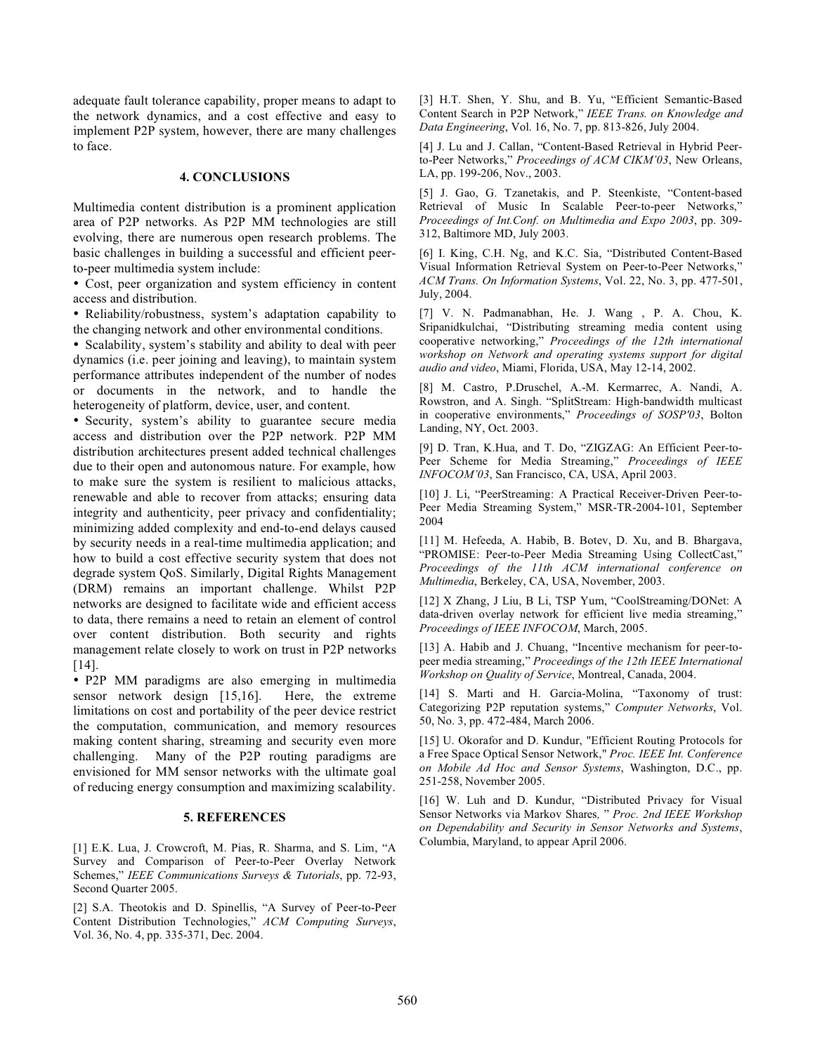adequate fault tolerance capability, proper means to adapt to the network dynamics, and a cost effective and easy to implement P2P system, however, there are many challenges to face.

## 4. CONCLUSIONS

Multimedia content distribution is a prominent application area of P2P networks. As P2P MM technologies are still evolving, there are numerous open research problems. The basic challenges in building a successful and efficient peer-to-peer multimedia system include:

- Cost, peer organization and system efficiency in content access and distribution.
- Reliability/robustness, system's adaptation capability to the changing network and other environmental conditions.
- Scalability, system's stability and ability to deal with peer dynamics (i.e. peer joining and leaving), to maintain system performance attributes independent of the number of nodes or documents in the network, and to handle the heterogeneity of platform, device, user, and content.
- Security, system's ability to guarantee secure media access and distribution over the P2P network. P2P MM distribution architectures present added technical challenges due to their open and autonomous nature. For example, how to make sure the system is resilient to malicious attacks, renewable and able to recover from attacks; ensuring data integrity and authenticity, peer privacy and confidentiality; minimizing added complexity and end-to-end delays caused by security needs in a real-time multimedia application; and how to build a cost effective security system that does not degrade system QoS. Similarly, Digital Rights Management (DRM) remains an important challenge. Whilst P2P networks are designed to facilitate wide and efficient access to data, there remains a need to retain an element of control over content distribution. Both security and rights management relate closely to work on trust in P2P networks [14].
- P2P MM paradigms are also emerging in multimedia sensor network design [15,16]. Here, the extreme limitations on cost and portability of the peer device restrict the computation, communication, and memory resources making content sharing, streaming and security even more challenging. Many of the P2P routing paradigms are envisioned for MM sensor networks with the ultimate goal of reducing energy consumption and maximizing scalability.

## 5. REFERENCES

[1] E.K. Lua, J. Crowcroft, M. Pias, R. Sharma, and S. Lim, "A Survey and Comparison of Peer-to-Peer Overlay Network Schemes," *IEEE Communications Surveys & Tutorials*, pp. 72-93, Second Quarter 2005.

[2] S.A. Theotokis and D. Spinellis, "A Survey of Peer-to-Peer Content Distribution Technologies," *ACM Computing Surveys*, Vol. 36, No. 4, pp. 335-371, Dec. 2004.

[3] H.T. Shen, Y. Shu, and B. Yu, "Efficient Semantic-Based Content Search in P2P Network," *IEEE Trans. on Knowledge and Data Engineering*, Vol. 16, No. 7, pp. 813-826, July 2004.

[4] J. Lu and J. Callan, "Content-Based Retrieval in Hybrid Peer-to-Peer Networks," *Proceedings of ACM CIKM'03*, New Orleans, LA, pp. 199-206, Nov., 2003.

[5] J. Gao, G. Tzanetakis, and P. Steenkiste, "Content-based Retrieval of Music In Scalable Peer-to-peer Networks," *Proceedings of Int.Conf. on Multimedia and Expo 2003*, pp. 309-312, Baltimore MD, July 2003.

[6] I. King, C.H. Ng, and K.C. Sia, "Distributed Content-Based Visual Information Retrieval System on Peer-to-Peer Networks," *ACM Trans. On Information Systems*, Vol. 22, No. 3, pp. 477-501, July, 2004.

[7] V. N. Padmanabhan, He. J. Wang , P. A. Chou, K. Sripanidkulchai, "Distributing streaming media content using cooperative networking," *Proceedings of the 12th international workshop on Network and operating systems support for digital audio and video*, Miami, Florida, USA, May 12-14, 2002.

[8] M. Castro, P.Druschel, A.-M. Kermarrec, A. Nandi, A. Rowstron, and A. Singh. "SplitStream: High-bandwidth multicast in cooperative environments," *Proceedings of SOSP'03*, Bolton Landing, NY, Oct. 2003.

[9] D. Tran, K.Hua, and T. Do, "ZIGZAG: An Efficient Peer-to-Peer Scheme for Media Streaming," *Proceedings of IEEE INFOCOM'03*, San Francisco, CA, USA, April 2003.

[10] J. Li, "PeerStreaming: A Practical Receiver-Driven Peer-to-Peer Media Streaming System," MSR-TR-2004-101, September 2004

[11] M. Hefeeda, A. Habib, B. Botev, D. Xu, and B. Bhargava, "PROMISE: Peer-to-Peer Media Streaming Using CollectCast," *Proceedings of the 11th ACM international conference on Multimedia*, Berkeley, CA, USA, November, 2003.

[12] X Zhang, J Liu, B Li, TSP Yum, "CoolStreaming/DONet: A data-driven overlay network for efficient live media streaming," *Proceedings of IEEE INFOCOM*, March, 2005.

[13] A. Habib and J. Chuang, "Incentive mechanism for peer-to-peer media streaming," *Proceedings of the 12th IEEE International Workshop on Quality of Service*, Montreal, Canada, 2004.

[14] S. Marti and H. Garcia-Molina, "Taxonomy of trust: Categorizing P2P reputation systems," *Computer Networks*, Vol. 50, No. 3, pp. 472-484, March 2006.

[15] U. Okorafor and D. Kundur, "Efficient Routing Protocols for a Free Space Optical Sensor Network," *Proc. IEEE Int. Conference on Mobile Ad Hoc and Sensor Systems*, Washington, D.C., pp. 251-258, November 2005.

[16] W. Luh and D. Kundur, "Distributed Privacy for Visual Sensor Networks via Markov Shares*,* " *Proc. 2nd IEEE Workshop on Dependability and Security in Sensor Networks and Systems*, Columbia, Maryland, to appear April 2006.